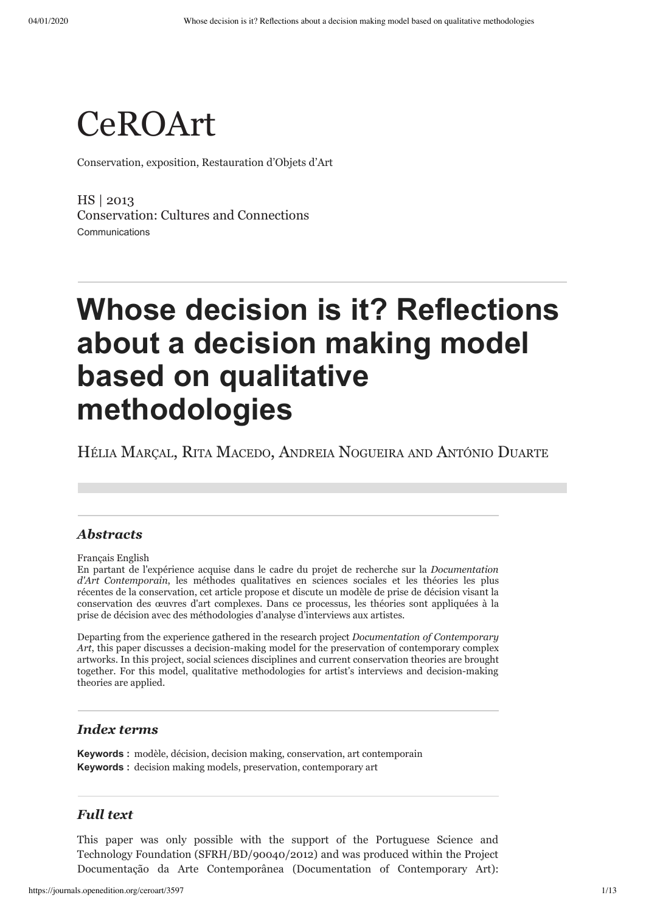# CeROArt

Conservation, exposition, Restauration d'Objets d'Art

HS | 2013
Conservation: Cultures and Connections
Communications

# Whose decision is it? Reflections about a decision making model based on qualitative methodologies

Hélia Marçal, Rita Macedo, Andreia Nogueira and António Duarte

## *Abstracts*

Français English

En partant de l'expérience acquise dans le cadre du projet de recherche sur la *Documentation d'Art Contemporain*, les méthodes qualitatives en sciences sociales et les théories les plus récentes de la conservation, cet article propose et discute un modèle de prise de décision visant la conservation des œuvres d'art complexes. Dans ce processus, les théories sont appliquées à la prise de décision avec des méthodologies d'analyse d'interviews aux artistes.

Departing from the experience gathered in the research project *Documentation of Contemporary Art*, this paper discusses a decision-making model for the preservation of contemporary complex artworks. In this project, social sciences disciplines and current conservation theories are brought together. For this model, qualitative methodologies for artist's interviews and decision-making theories are applied.

## *Index terms*

**Keywords :** modèle, décision, decision making, conservation, art contemporain

**Keywords :** decision making models, preservation, contemporary art

## *Full text*

This paper was only possible with the support of the Portuguese Science and Technology Foundation (SFRH/BD/90040/2012) and was produced within the Project Documentação da Arte Contemporânea (Documentation of Contemporary Art):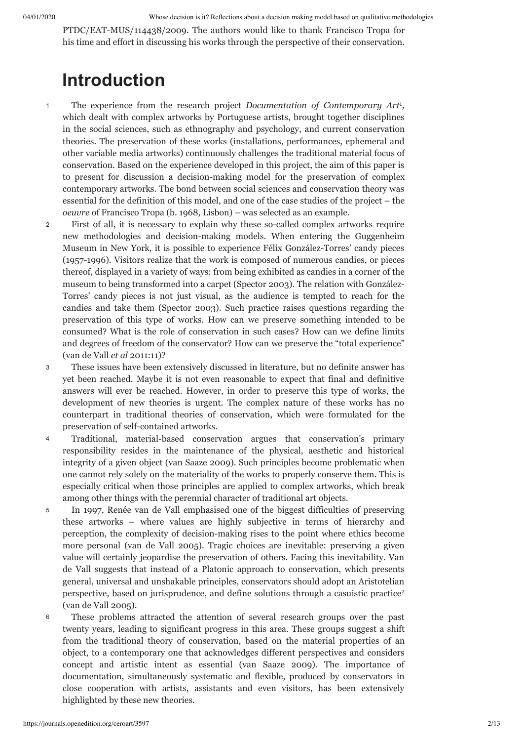PTDC/EAT-MUS/114438/2009. The authors would like to thank Francisco Tropa for his time and effort in discussing his works through the perspective of their conservation.

# Introduction

1 The experience from the research project *Documentation of Contemporary Art*[1], which dealt with complex artworks by Portuguese artists, brought together disciplines in the social sciences, such as ethnography and psychology, and current conservation theories. The preservation of these works (installations, performances, ephemeral and other variable media artworks) continuously challenges the traditional material focus of conservation. Based on the experience developed in this project, the aim of this paper is to present for discussion a decision-making model for the preservation of complex contemporary artworks. The bond between social sciences and conservation theory was essential for the definition of this model, and one of the case studies of the project – the *oeuvre* of Francisco Tropa (b. 1968, Lisbon) – was selected as an example.

2 First of all, it is necessary to explain why these so-called complex artworks require new methodologies and decision-making models. When entering the Guggenheim Museum in New York, it is possible to experience Félix González-Torres' candy pieces (1957-1996). Visitors realize that the work is composed of numerous candies, or pieces thereof, displayed in a variety of ways: from being exhibited as candies in a corner of the museum to being transformed into a carpet (Spector 2003). The relation with González-Torres' candy pieces is not just visual, as the audience is tempted to reach for the candies and take them (Spector 2003). Such practice raises questions regarding the preservation of this type of works. How can we preserve something intended to be consumed? What is the role of conservation in such cases? How can we define limits and degrees of freedom of the conservator? How can we preserve the "total experience" (van de Vall *et al* 2011:11)?

3 These issues have been extensively discussed in literature, but no definite answer has yet been reached. Maybe it is not even reasonable to expect that final and definitive answers will ever be reached. However, in order to preserve this type of works, the development of new theories is urgent. The complex nature of these works has no counterpart in traditional theories of conservation, which were formulated for the preservation of self-contained artworks.

4 Traditional, material-based conservation argues that conservation's primary responsibility resides in the maintenance of the physical, aesthetic and historical integrity of a given object (van Saaze 2009). Such principles become problematic when one cannot rely solely on the materiality of the works to properly conserve them. This is especially critical when those principles are applied to complex artworks, which break among other things with the perennial character of traditional art objects.

5 In 1997, Renée van de Vall emphasised one of the biggest difficulties of preserving these artworks – where values are highly subjective in terms of hierarchy and perception, the complexity of decision-making rises to the point where ethics become more personal (van de Vall 2005). Tragic choices are inevitable: preserving a given value will certainly jeopardise the preservation of others. Facing this inevitability. Van de Vall suggests that instead of a Platonic approach to conservation, which presents general, universal and unshakable principles, conservators should adopt an Aristotelian perspective, based on jurisprudence, and define solutions through a casuistic practice[2] (van de Vall 2005).

6 These problems attracted the attention of several research groups over the past twenty years, leading to significant progress in this area. These groups suggest a shift from the traditional theory of conservation, based on the material properties of an object, to a contemporary one that acknowledges different perspectives and considers concept and artistic intent as essential (van Saaze 2009). The importance of documentation, simultaneously systematic and flexible, produced by conservators in close cooperation with artists, assistants and even visitors, has been extensively highlighted by these new theories.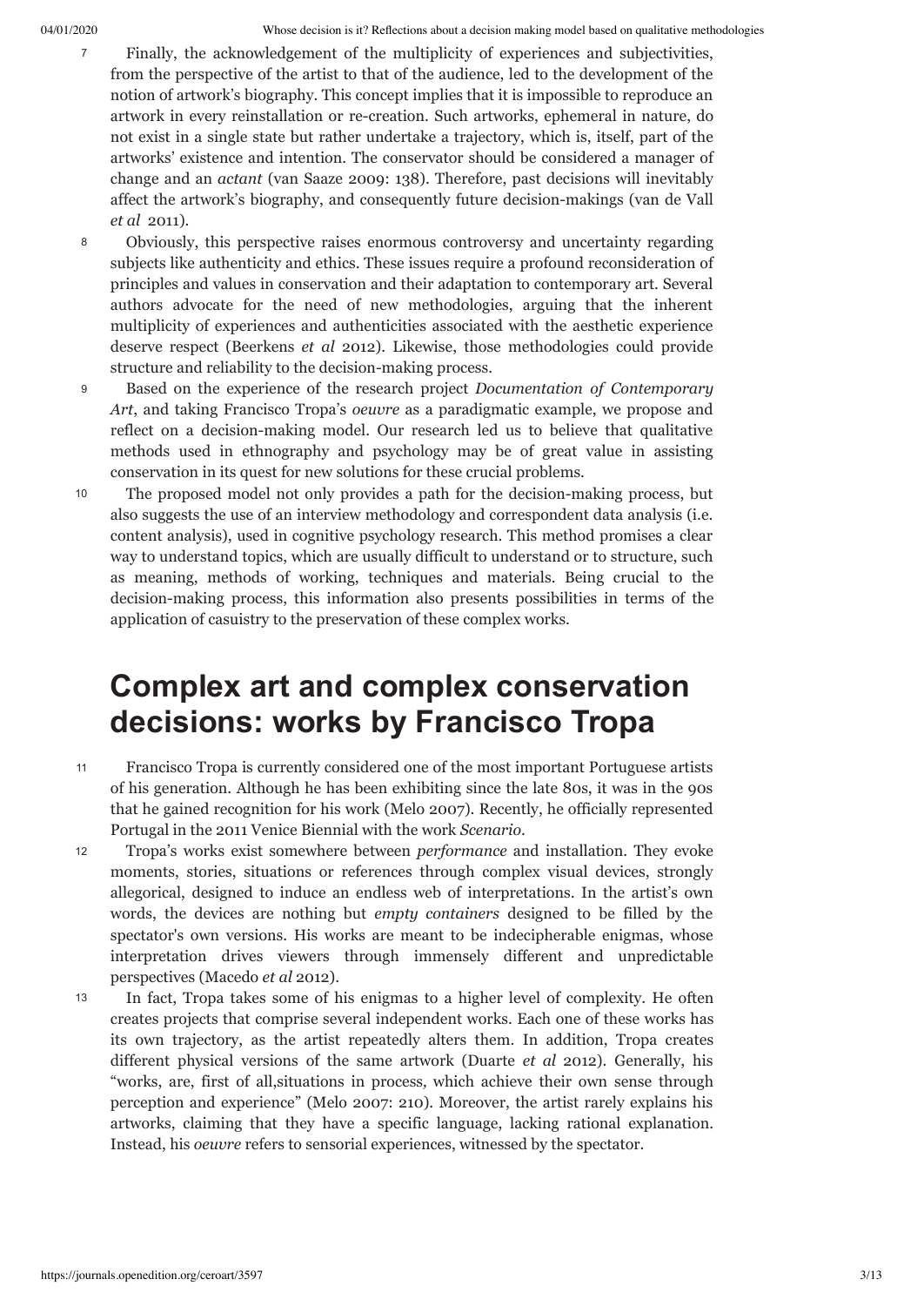7 Finally, the acknowledgement of the multiplicity of experiences and subjectivities, from the perspective of the artist to that of the audience, led to the development of the notion of artwork's biography. This concept implies that it is impossible to reproduce an artwork in every reinstallation or re-creation. Such artworks, ephemeral in nature, do not exist in a single state but rather undertake a trajectory, which is, itself, part of the artworks' existence and intention. The conservator should be considered a manager of change and an *actant* (van Saaze 2009: 138). Therefore, past decisions will inevitably affect the artwork's biography, and consequently future decision-makings (van de Vall *et al* 2011).

8 Obviously, this perspective raises enormous controversy and uncertainty regarding subjects like authenticity and ethics. These issues require a profound reconsideration of principles and values in conservation and their adaptation to contemporary art. Several authors advocate for the need of new methodologies, arguing that the inherent multiplicity of experiences and authenticities associated with the aesthetic experience deserve respect (Beerkens *et al* 2012). Likewise, those methodologies could provide structure and reliability to the decision-making process.

9 Based on the experience of the research project *Documentation of Contemporary Art*, and taking Francisco Tropa's *oeuvre* as a paradigmatic example, we propose and reflect on a decision-making model. Our research led us to believe that qualitative methods used in ethnography and psychology may be of great value in assisting conservation in its quest for new solutions for these crucial problems.

10 The proposed model not only provides a path for the decision-making process, but also suggests the use of an interview methodology and correspondent data analysis (i.e. content analysis), used in cognitive psychology research. This method promises a clear way to understand topics, which are usually difficult to understand or to structure, such as meaning, methods of working, techniques and materials. Being crucial to the decision-making process, this information also presents possibilities in terms of the application of casuistry to the preservation of these complex works.

# Complex art and complex conservation decisions: works by Francisco Tropa

11 Francisco Tropa is currently considered one of the most important Portuguese artists of his generation. Although he has been exhibiting since the late 80s, it was in the 90s that he gained recognition for his work (Melo 2007). Recently, he officially represented Portugal in the 2011 Venice Biennial with the work *Scenario*.

12 Tropa's works exist somewhere between *performance* and installation. They evoke moments, stories, situations or references through complex visual devices, strongly allegorical, designed to induce an endless web of interpretations. In the artist's own words, the devices are nothing but *empty containers* designed to be filled by the spectator's own versions. His works are meant to be indecipherable enigmas, whose interpretation drives viewers through immensely different and unpredictable perspectives (Macedo *et al* 2012).

13 In fact, Tropa takes some of his enigmas to a higher level of complexity. He often creates projects that comprise several independent works. Each one of these works has its own trajectory, as the artist repeatedly alters them. In addition, Tropa creates different physical versions of the same artwork (Duarte *et al* 2012). Generally, his "works, are, first of all,situations in process, which achieve their own sense through perception and experience" (Melo 2007: 210). Moreover, the artist rarely explains his artworks, claiming that they have a specific language, lacking rational explanation. Instead, his *oeuvre* refers to sensorial experiences, witnessed by the spectator.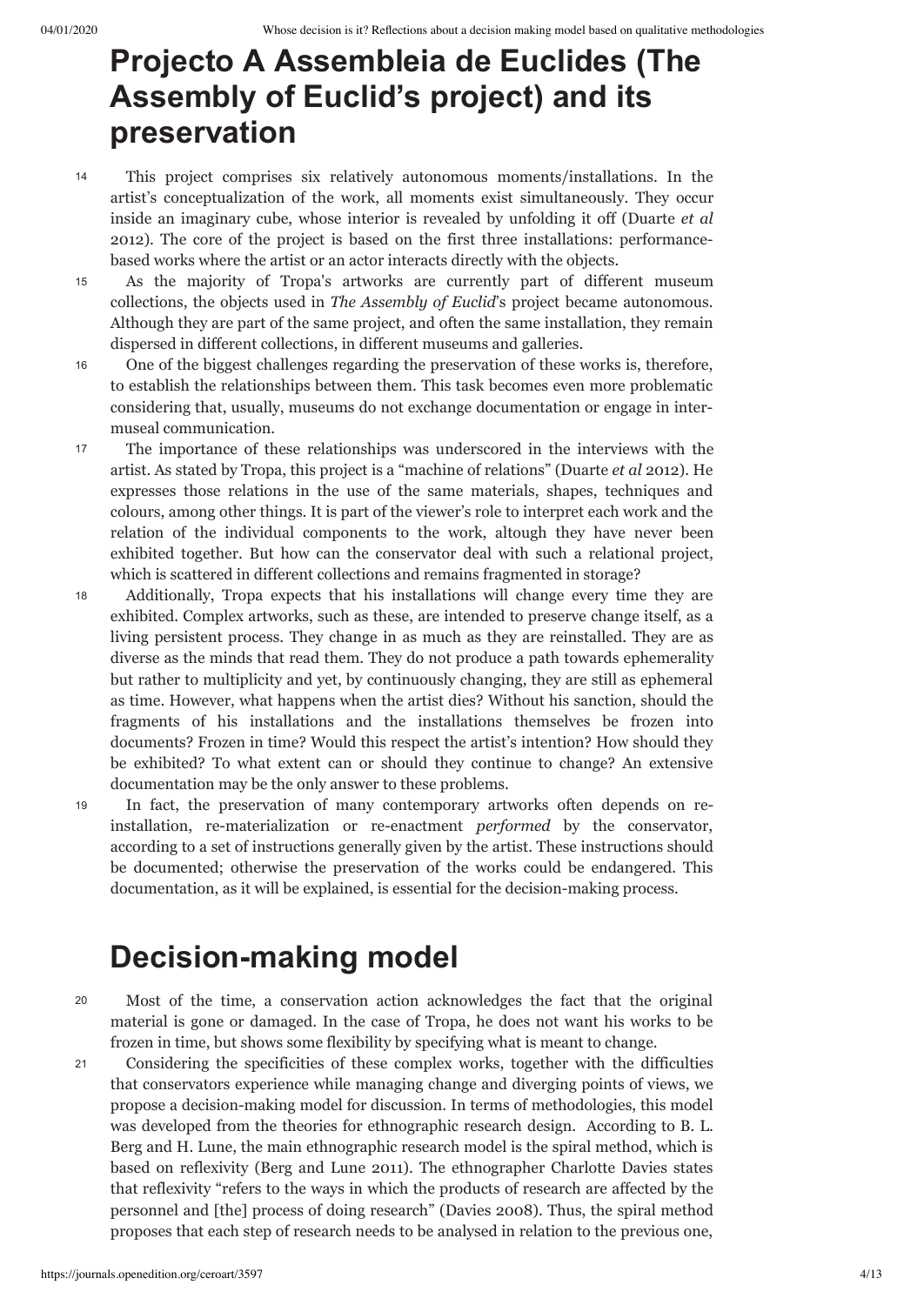## Projecto A Assembleia de Euclides (The Assembly of Euclid's project) and its preservation

14 This project comprises six relatively autonomous moments/installations. In the artist's conceptualization of the work, all moments exist simultaneously. They occur inside an imaginary cube, whose interior is revealed by unfolding it off (Duarte *et al* 2012). The core of the project is based on the first three installations: performance-based works where the artist or an actor interacts directly with the objects.

15 As the majority of Tropa's artworks are currently part of different museum collections, the objects used in *The Assembly of Euclid*'s project became autonomous. Although they are part of the same project, and often the same installation, they remain dispersed in different collections, in different museums and galleries.

16 One of the biggest challenges regarding the preservation of these works is, therefore, to establish the relationships between them. This task becomes even more problematic considering that, usually, museums do not exchange documentation or engage in inter-museal communication.

17 The importance of these relationships was underscored in the interviews with the artist. As stated by Tropa, this project is a "machine of relations" (Duarte *et al* 2012). He expresses those relations in the use of the same materials, shapes, techniques and colours, among other things. It is part of the viewer's role to interpret each work and the relation of the individual components to the work, altough they have never been exhibited together. But how can the conservator deal with such a relational project, which is scattered in different collections and remains fragmented in storage?

18 Additionally, Tropa expects that his installations will change every time they are exhibited. Complex artworks, such as these, are intended to preserve change itself, as a living persistent process. They change in as much as they are reinstalled. They are as diverse as the minds that read them. They do not produce a path towards ephemerality but rather to multiplicity and yet, by continuously changing, they are still as ephemeral as time. However, what happens when the artist dies? Without his sanction, should the fragments of his installations and the installations themselves be frozen into documents? Frozen in time? Would this respect the artist's intention? How should they be exhibited? To what extent can or should they continue to change? An extensive documentation may be the only answer to these problems.

19 In fact, the preservation of many contemporary artworks often depends on re-installation, re-materialization or re-enactment *performed* by the conservator, according to a set of instructions generally given by the artist. These instructions should be documented; otherwise the preservation of the works could be endangered. This documentation, as it will be explained, is essential for the decision-making process.

## Decision-making model

20 Most of the time, a conservation action acknowledges the fact that the original material is gone or damaged. In the case of Tropa, he does not want his works to be frozen in time, but shows some flexibility by specifying what is meant to change.

21 Considering the specificities of these complex works, together with the difficulties that conservators experience while managing change and diverging points of views, we propose a decision-making model for discussion. In terms of methodologies, this model was developed from the theories for ethnographic research design. According to B. L. Berg and H. Lune, the main ethnographic research model is the spiral method, which is based on reflexivity (Berg and Lune 2011). The ethnographer Charlotte Davies states that reflexivity "refers to the ways in which the products of research are affected by the personnel and [the] process of doing research" (Davies 2008). Thus, the spiral method proposes that each step of research needs to be analysed in relation to the previous one,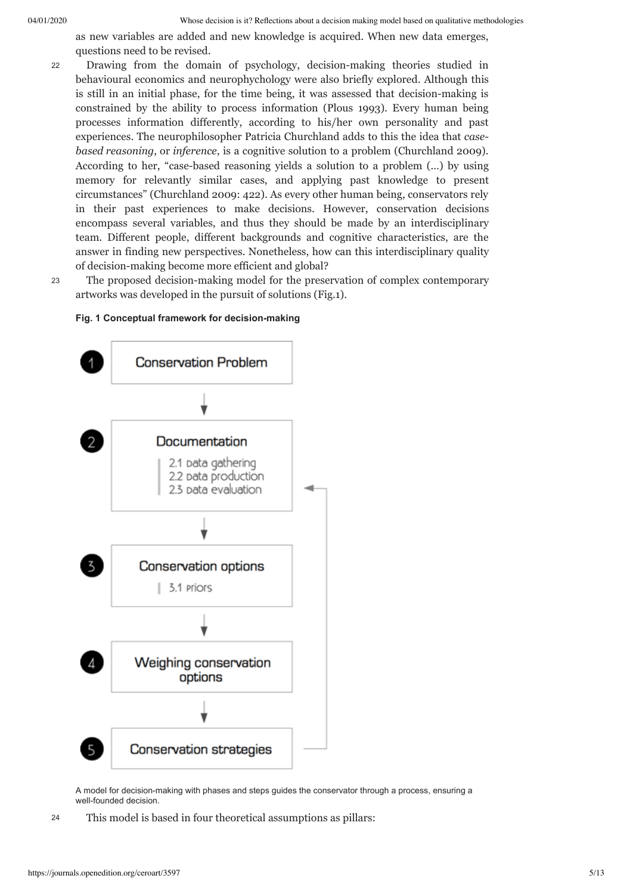as new variables are added and new knowledge is acquired. When new data emerges, questions need to be revised.

22 Drawing from the domain of psychology, decision-making theories studied in behavioural economics and neurophychology were also briefly explored. Although this is still in an initial phase, for the time being, it was assessed that decision-making is constrained by the ability to process information (Plous 1993). Every human being processes information differently, according to his/her own personality and past experiences. The neurophilosopher Patricia Churchland adds to this the idea that *case-based reasoning*, or *inference*, is a cognitive solution to a problem (Churchland 2009). According to her, "case-based reasoning yields a solution to a problem (...) by using memory for relevantly similar cases, and applying past knowledge to present circumstances" (Churchland 2009: 422). As every other human being, conservators rely in their past experiences to make decisions. However, conservation decisions encompass several variables, and thus they should be made by an interdisciplinary team. Different people, different backgrounds and cognitive characteristics, are the answer in finding new perspectives. Nonetheless, how can this interdisciplinary quality of decision-making become more efficient and global?

23 The proposed decision-making model for the preservation of complex contemporary artworks was developed in the pursuit of solutions (Fig.1).

**Fig. 1 Conceptual framework for decision-making**

1. Conservation Problem
2. Documentation
   - 2.1 Data gathering
   - 2.2 Data production
   - 2.3 Data evaluation
3. Conservation options
   - 3.1 Priors
4. Weighing conservation options
5. Conservation strategies

A model for decision-making with phases and steps guides the conservator through a process, ensuring a well-founded decision.

24 This model is based in four theoretical assumptions as pillars: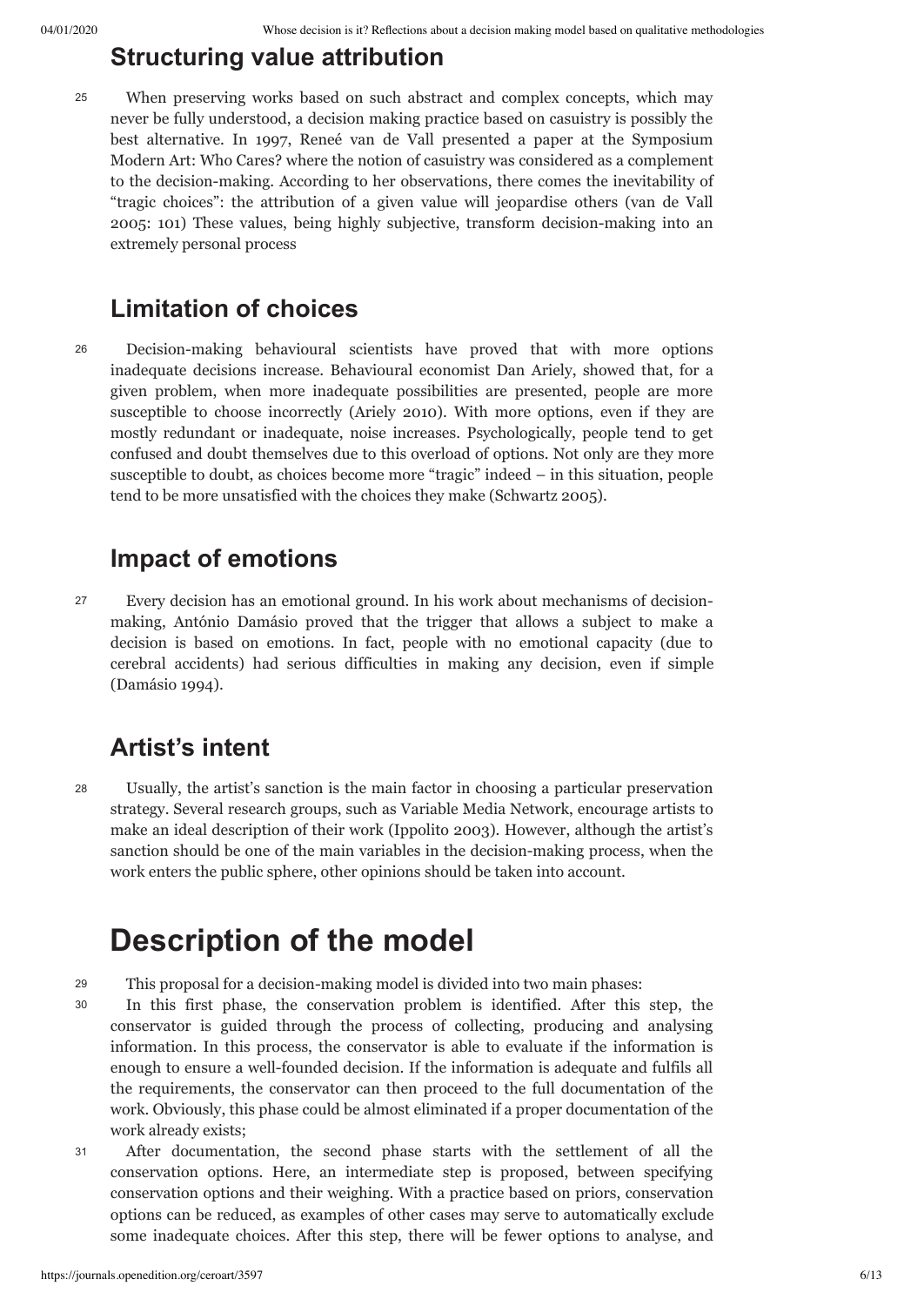## Structuring value attribution

25 When preserving works based on such abstract and complex concepts, which may never be fully understood, a decision making practice based on casuistry is possibly the best alternative. In 1997, Reneé van de Vall presented a paper at the Symposium Modern Art: Who Cares? where the notion of casuistry was considered as a complement to the decision-making. According to her observations, there comes the inevitability of "tragic choices": the attribution of a given value will jeopardise others (van de Vall 2005: 101) These values, being highly subjective, transform decision-making into an extremely personal process

## Limitation of choices

26 Decision-making behavioural scientists have proved that with more options inadequate decisions increase. Behavioural economist Dan Ariely, showed that, for a given problem, when more inadequate possibilities are presented, people are more susceptible to choose incorrectly (Ariely 2010). With more options, even if they are mostly redundant or inadequate, noise increases. Psychologically, people tend to get confused and doubt themselves due to this overload of options. Not only are they more susceptible to doubt, as choices become more "tragic" indeed – in this situation, people tend to be more unsatisfied with the choices they make (Schwartz 2005).

## Impact of emotions

27 Every decision has an emotional ground. In his work about mechanisms of decision-making, António Damásio proved that the trigger that allows a subject to make a decision is based on emotions. In fact, people with no emotional capacity (due to cerebral accidents) had serious difficulties in making any decision, even if simple (Damásio 1994).

## Artist's intent

28 Usually, the artist's sanction is the main factor in choosing a particular preservation strategy. Several research groups, such as Variable Media Network, encourage artists to make an ideal description of their work (Ippolito 2003). However, although the artist's sanction should be one of the main variables in the decision-making process, when the work enters the public sphere, other opinions should be taken into account.

# Description of the model

29 This proposal for a decision-making model is divided into two main phases:

30 In this first phase, the conservation problem is identified. After this step, the conservator is guided through the process of collecting, producing and analysing information. In this process, the conservator is able to evaluate if the information is enough to ensure a well-founded decision. If the information is adequate and fulfils all the requirements, the conservator can then proceed to the full documentation of the work. Obviously, this phase could be almost eliminated if a proper documentation of the work already exists;

31 After documentation, the second phase starts with the settlement of all the conservation options. Here, an intermediate step is proposed, between specifying conservation options and their weighing. With a practice based on priors, conservation options can be reduced, as examples of other cases may serve to automatically exclude some inadequate choices. After this step, there will be fewer options to analyse, and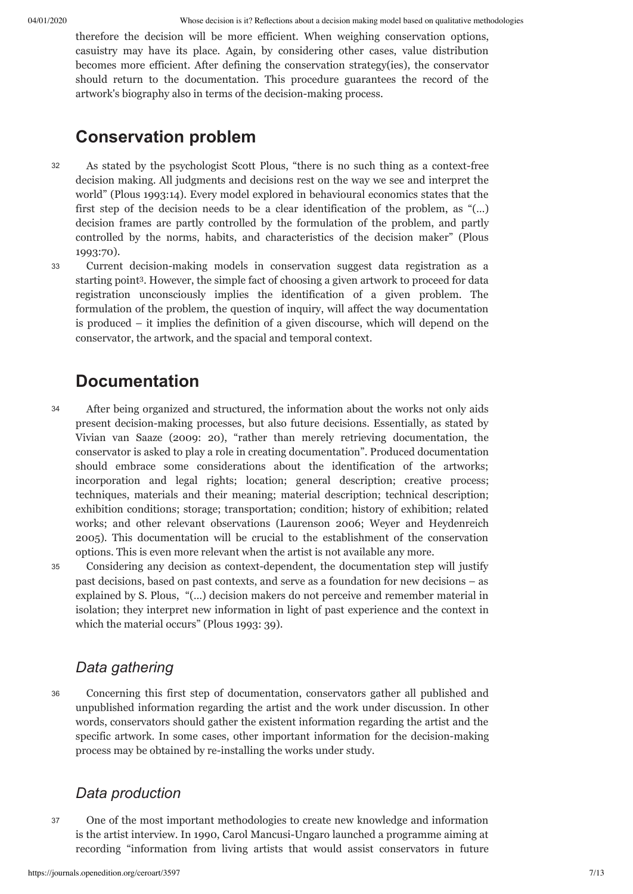therefore the decision will be more efficient. When weighing conservation options, casuistry may have its place. Again, by considering other cases, value distribution becomes more efficient. After defining the conservation strategy(ies), the conservator should return to the documentation. This procedure guarantees the record of the artwork's biography also in terms of the decision-making process.

## Conservation problem

32 As stated by the psychologist Scott Plous, "there is no such thing as a context-free decision making. All judgments and decisions rest on the way we see and interpret the world" (Plous 1993:14). Every model explored in behavioural economics states that the first step of the decision needs to be a clear identification of the problem, as "(...) decision frames are partly controlled by the formulation of the problem, and partly controlled by the norms, habits, and characteristics of the decision maker" (Plous 1993:70).

33 Current decision-making models in conservation suggest data registration as a starting point[3]. However, the simple fact of choosing a given artwork to proceed for data registration unconsciously implies the identification of a given problem. The formulation of the problem, the question of inquiry, will affect the way documentation is produced – it implies the definition of a given discourse, which will depend on the conservator, the artwork, and the spacial and temporal context.

## Documentation

34 After being organized and structured, the information about the works not only aids present decision-making processes, but also future decisions. Essentially, as stated by Vivian van Saaze (2009: 20), "rather than merely retrieving documentation, the conservator is asked to play a role in creating documentation". Produced documentation should embrace some considerations about the identification of the artworks; incorporation and legal rights; location; general description; creative process; techniques, materials and their meaning; material description; technical description; exhibition conditions; storage; transportation; condition; history of exhibition; related works; and other relevant observations (Laurenson 2006; Weyer and Heydenreich 2005). This documentation will be crucial to the establishment of the conservation options. This is even more relevant when the artist is not available any more.

35 Considering any decision as context-dependent, the documentation step will justify past decisions, based on past contexts, and serve as a foundation for new decisions – as explained by S. Plous, "(...) decision makers do not perceive and remember material in isolation; they interpret new information in light of past experience and the context in which the material occurs" (Plous 1993: 39).

### *Data gathering*

36 Concerning this first step of documentation, conservators gather all published and unpublished information regarding the artist and the work under discussion. In other words, conservators should gather the existent information regarding the artist and the specific artwork. In some cases, other important information for the decision-making process may be obtained by re-installing the works under study.

### *Data production*

37 One of the most important methodologies to create new knowledge and information is the artist interview. In 1990, Carol Mancusi-Ungaro launched a programme aiming at recording "information from living artists that would assist conservators in future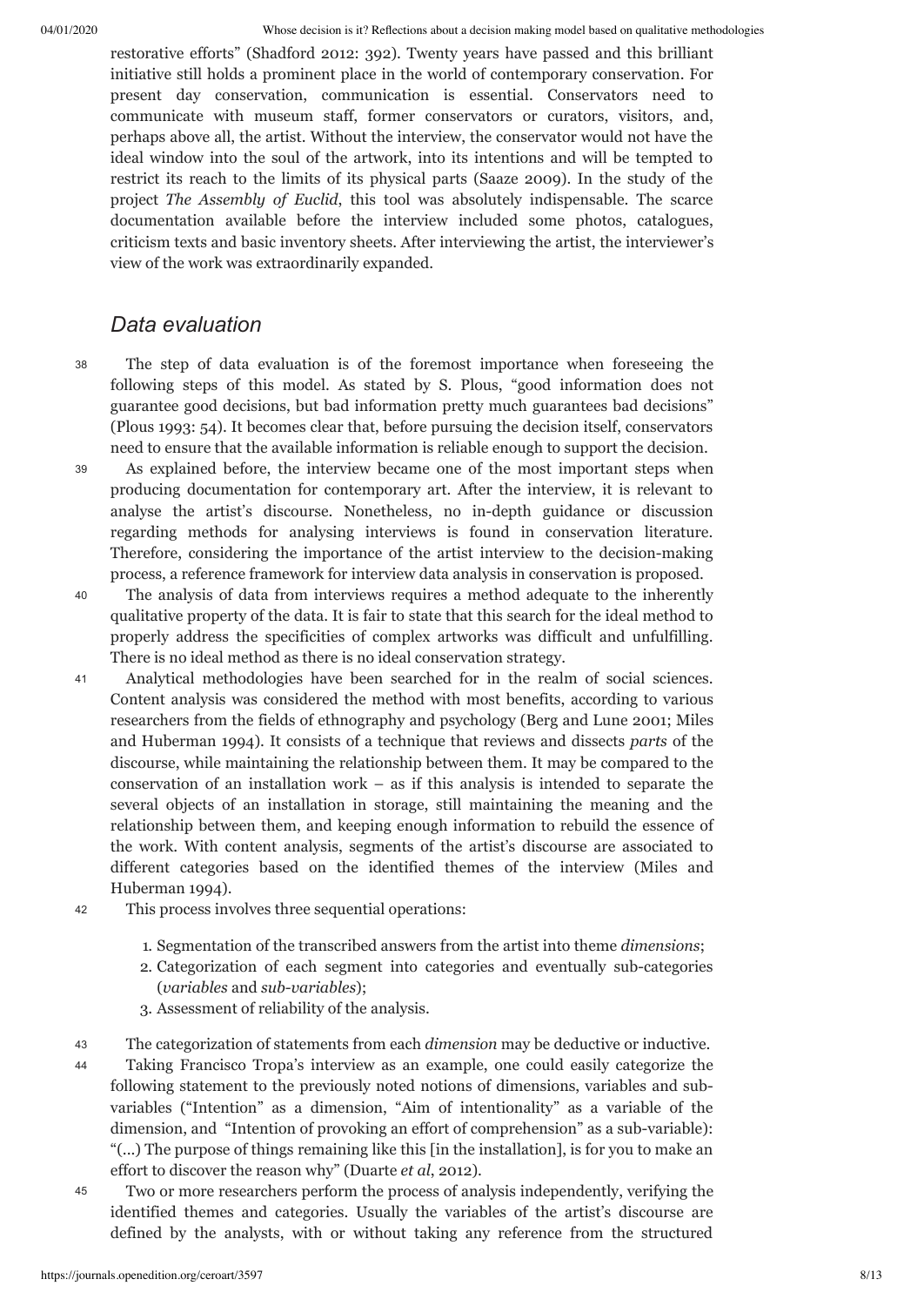restorative efforts" (Shadford 2012: 392). Twenty years have passed and this brilliant initiative still holds a prominent place in the world of contemporary conservation. For present day conservation, communication is essential. Conservators need to communicate with museum staff, former conservators or curators, visitors, and, perhaps above all, the artist. Without the interview, the conservator would not have the ideal window into the soul of the artwork, into its intentions and will be tempted to restrict its reach to the limits of its physical parts (Saaze 2009). In the study of the project *The Assembly of Euclid*, this tool was absolutely indispensable. The scarce documentation available before the interview included some photos, catalogues, criticism texts and basic inventory sheets. After interviewing the artist, the interviewer's view of the work was extraordinarily expanded.

## Data evaluation

38 The step of data evaluation is of the foremost importance when foreseeing the following steps of this model. As stated by S. Plous, "good information does not guarantee good decisions, but bad information pretty much guarantees bad decisions" (Plous 1993: 54). It becomes clear that, before pursuing the decision itself, conservators need to ensure that the available information is reliable enough to support the decision.

39 As explained before, the interview became one of the most important steps when producing documentation for contemporary art. After the interview, it is relevant to analyse the artist's discourse. Nonetheless, no in-depth guidance or discussion regarding methods for analysing interviews is found in conservation literature. Therefore, considering the importance of the artist interview to the decision-making process, a reference framework for interview data analysis in conservation is proposed.

40 The analysis of data from interviews requires a method adequate to the inherently qualitative property of the data. It is fair to state that this search for the ideal method to properly address the specificities of complex artworks was difficult and unfulfilling. There is no ideal method as there is no ideal conservation strategy.

41 Analytical methodologies have been searched for in the realm of social sciences. Content analysis was considered the method with most benefits, according to various researchers from the fields of ethnography and psychology (Berg and Lune 2001; Miles and Huberman 1994). It consists of a technique that reviews and dissects *parts* of the discourse, while maintaining the relationship between them. It may be compared to the conservation of an installation work – as if this analysis is intended to separate the several objects of an installation in storage, still maintaining the meaning and the relationship between them, and keeping enough information to rebuild the essence of the work. With content analysis, segments of the artist's discourse are associated to different categories based on the identified themes of the interview (Miles and Huberman 1994).

42 This process involves three sequential operations:

1. Segmentation of the transcribed answers from the artist into theme *dimensions*;
2. Categorization of each segment into categories and eventually sub-categories (*variables* and *sub-variables*);
3. Assessment of reliability of the analysis.

43 The categorization of statements from each *dimension* may be deductive or inductive.

44 Taking Francisco Tropa's interview as an example, one could easily categorize the following statement to the previously noted notions of dimensions, variables and sub-variables ("Intention" as a dimension, "Aim of intentionality" as a variable of the dimension, and "Intention of provoking an effort of comprehension" as a sub-variable): "(...) The purpose of things remaining like this [in the installation], is for you to make an effort to discover the reason why" (Duarte *et al*, 2012).

45 Two or more researchers perform the process of analysis independently, verifying the identified themes and categories. Usually the variables of the artist's discourse are defined by the analysts, with or without taking any reference from the structured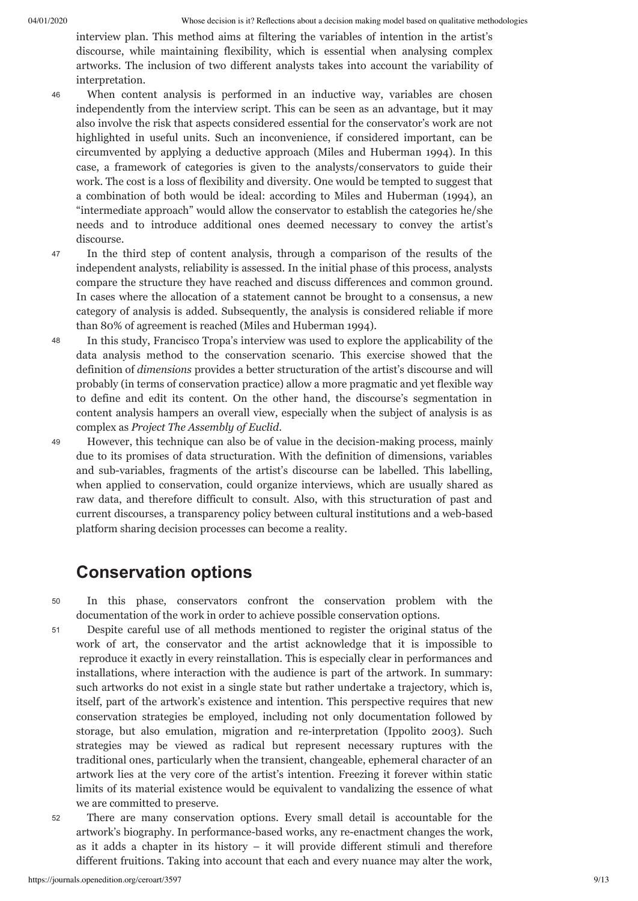interview plan. This method aims at filtering the variables of intention in the artist's discourse, while maintaining flexibility, which is essential when analysing complex artworks. The inclusion of two different analysts takes into account the variability of interpretation.

46 When content analysis is performed in an inductive way, variables are chosen independently from the interview script. This can be seen as an advantage, but it may also involve the risk that aspects considered essential for the conservator's work are not highlighted in useful units. Such an inconvenience, if considered important, can be circumvented by applying a deductive approach (Miles and Huberman 1994). In this case, a framework of categories is given to the analysts/conservators to guide their work. The cost is a loss of flexibility and diversity. One would be tempted to suggest that a combination of both would be ideal: according to Miles and Huberman (1994), an "intermediate approach" would allow the conservator to establish the categories he/she needs and to introduce additional ones deemed necessary to convey the artist's discourse.

47 In the third step of content analysis, through a comparison of the results of the independent analysts, reliability is assessed. In the initial phase of this process, analysts compare the structure they have reached and discuss differences and common ground. In cases where the allocation of a statement cannot be brought to a consensus, a new category of analysis is added. Subsequently, the analysis is considered reliable if more than 80% of agreement is reached (Miles and Huberman 1994).

48 In this study, Francisco Tropa's interview was used to explore the applicability of the data analysis method to the conservation scenario. This exercise showed that the definition of *dimensions* provides a better structuration of the artist's discourse and will probably (in terms of conservation practice) allow a more pragmatic and yet flexible way to define and edit its content. On the other hand, the discourse's segmentation in content analysis hampers an overall view, especially when the subject of analysis is as complex as *Project The Assembly of Euclid*.

49 However, this technique can also be of value in the decision-making process, mainly due to its promises of data structuration. With the definition of dimensions, variables and sub-variables, fragments of the artist's discourse can be labelled. This labelling, when applied to conservation, could organize interviews, which are usually shared as raw data, and therefore difficult to consult. Also, with this structuration of past and current discourses, a transparency policy between cultural institutions and a web-based platform sharing decision processes can become a reality.

## Conservation options

50 In this phase, conservators confront the conservation problem with the documentation of the work in order to achieve possible conservation options.

51 Despite careful use of all methods mentioned to register the original status of the work of art, the conservator and the artist acknowledge that it is impossible to reproduce it exactly in every reinstallation. This is especially clear in performances and installations, where interaction with the audience is part of the artwork. In summary: such artworks do not exist in a single state but rather undertake a trajectory, which is, itself, part of the artwork's existence and intention. This perspective requires that new conservation strategies be employed, including not only documentation followed by storage, but also emulation, migration and re-interpretation (Ippolito 2003). Such strategies may be viewed as radical but represent necessary ruptures with the traditional ones, particularly when the transient, changeable, ephemeral character of an artwork lies at the very core of the artist's intention. Freezing it forever within static limits of its material existence would be equivalent to vandalizing the essence of what we are committed to preserve.

52 There are many conservation options. Every small detail is accountable for the artwork's biography. In performance-based works, any re-enactment changes the work, as it adds a chapter in its history – it will provide different stimuli and therefore different fruitions. Taking into account that each and every nuance may alter the work,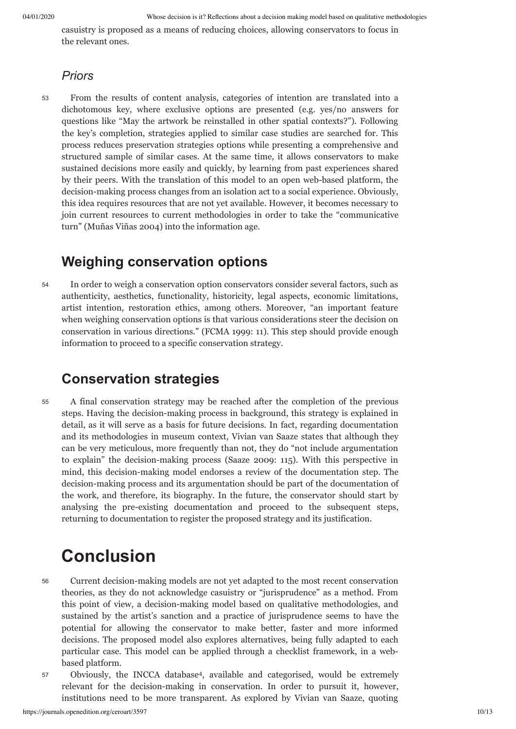casuistry is proposed as a means of reducing choices, allowing conservators to focus in the relevant ones.

### *Priors*

53 From the results of content analysis, categories of intention are translated into a dichotomous key, where exclusive options are presented (e.g. yes/no answers for questions like "May the artwork be reinstalled in other spatial contexts?"). Following the key's completion, strategies applied to similar case studies are searched for. This process reduces preservation strategies options while presenting a comprehensive and structured sample of similar cases. At the same time, it allows conservators to make sustained decisions more easily and quickly, by learning from past experiences shared by their peers. With the translation of this model to an open web-based platform, the decision-making process changes from an isolation act to a social experience. Obviously, this idea requires resources that are not yet available. However, it becomes necessary to join current resources to current methodologies in order to take the "communicative turn" (Muñas Viñas 2004) into the information age.

## Weighing conservation options

54 In order to weigh a conservation option conservators consider several factors, such as authenticity, aesthetics, functionality, historicity, legal aspects, economic limitations, artist intention, restoration ethics, among others. Moreover, "an important feature when weighing conservation options is that various considerations steer the decision on conservation in various directions." (FCMA 1999: 11). This step should provide enough information to proceed to a specific conservation strategy.

## Conservation strategies

55 A final conservation strategy may be reached after the completion of the previous steps. Having the decision-making process in background, this strategy is explained in detail, as it will serve as a basis for future decisions. In fact, regarding documentation and its methodologies in museum context, Vivian van Saaze states that although they can be very meticulous, more frequently than not, they do "not include argumentation to explain" the decision-making process (Saaze 2009: 115). With this perspective in mind, this decision-making model endorses a review of the documentation step. The decision-making process and its argumentation should be part of the documentation of the work, and therefore, its biography. In the future, the conservator should start by analysing the pre-existing documentation and proceed to the subsequent steps, returning to documentation to register the proposed strategy and its justification.

# Conclusion

56 Current decision-making models are not yet adapted to the most recent conservation theories, as they do not acknowledge casuistry or "jurisprudence" as a method. From this point of view, a decision-making model based on qualitative methodologies, and sustained by the artist's sanction and a practice of jurisprudence seems to have the potential for allowing the conservator to make better, faster and more informed decisions. The proposed model also explores alternatives, being fully adapted to each particular case. This model can be applied through a checklist framework, in a web-based platform.

57 Obviously, the INCCA database[4], available and categorised, would be extremely relevant for the decision-making in conservation. In order to pursuit it, however, institutions need to be more transparent. As explored by Vivian van Saaze, quoting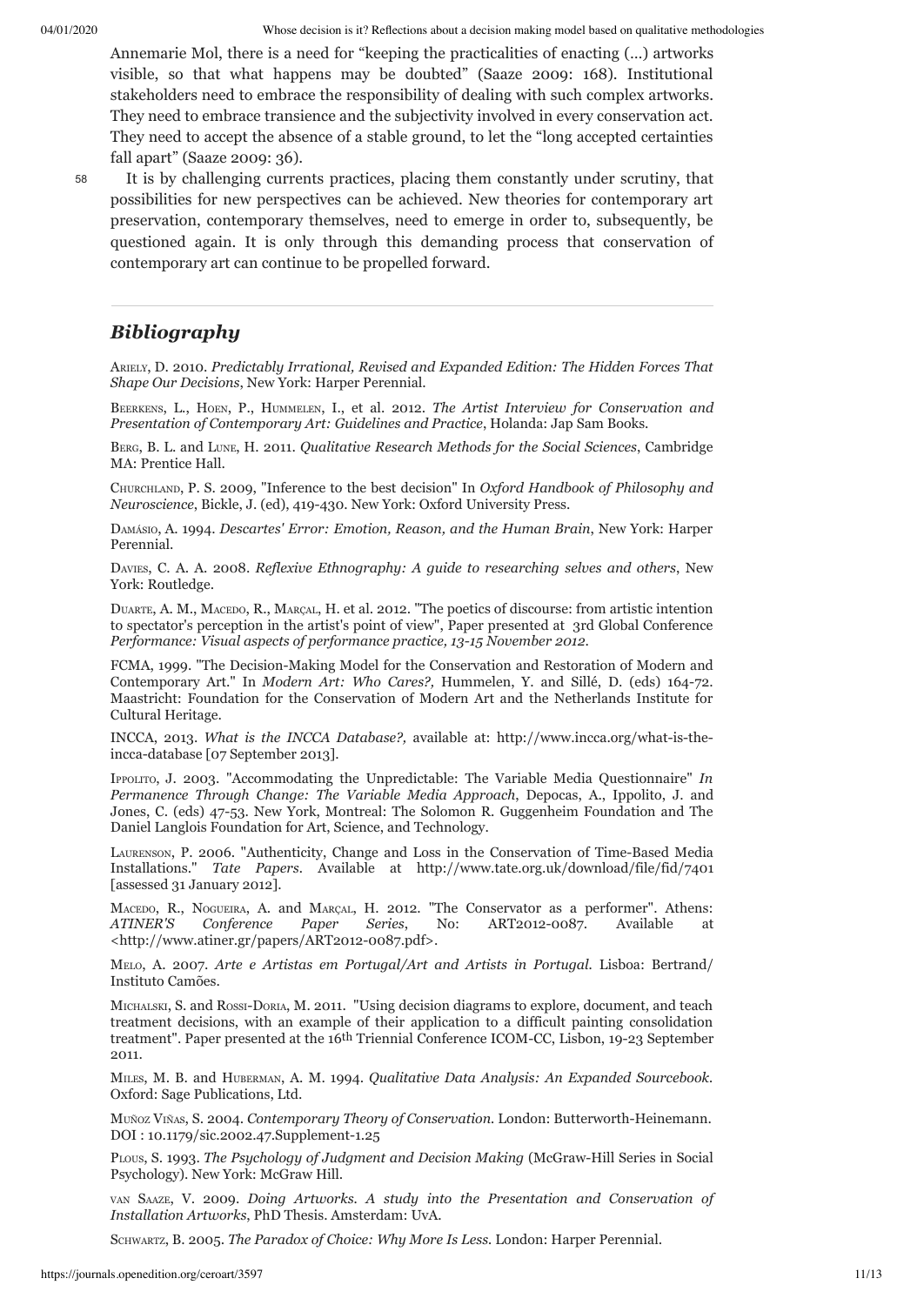Annemarie Mol, there is a need for "keeping the practicalities of enacting (…) artworks visible, so that what happens may be doubted" (Saaze 2009: 168). Institutional stakeholders need to embrace the responsibility of dealing with such complex artworks. They need to embrace transience and the subjectivity involved in every conservation act. They need to accept the absence of a stable ground, to let the "long accepted certainties fall apart" (Saaze 2009: 36).

58 It is by challenging currents practices, placing them constantly under scrutiny, that possibilities for new perspectives can be achieved. New theories for contemporary art preservation, contemporary themselves, need to emerge in order to, subsequently, be questioned again. It is only through this demanding process that conservation of contemporary art can continue to be propelled forward.

## *Bibliography*

Ariely, D. 2010. *Predictably Irrational, Revised and Expanded Edition: The Hidden Forces That Shape Our Decisions*, New York: Harper Perennial.

Beerkens, L., Hoen, P., Hummelen, I., et al. 2012. *The Artist Interview for Conservation and Presentation of Contemporary Art: Guidelines and Practice*, Holanda: Jap Sam Books.

Berg, B. L. and Lune, H. 2011. *Qualitative Research Methods for the Social Sciences*, Cambridge MA: Prentice Hall.

Churchland, P. S. 2009, "Inference to the best decision" In *Oxford Handbook of Philosophy and Neuroscience*, Bickle, J. (ed), 419-430. New York: Oxford University Press.

Damásio, A. 1994. *Descartes' Error: Emotion, Reason, and the Human Brain*, New York: Harper Perennial.

Davies, C. A. A. 2008. *Reflexive Ethnography: A guide to researching selves and others*, New York: Routledge.

Duarte, A. M., Macedo, R., Marçal, H. et al. 2012. "The poetics of discourse: from artistic intention to spectator's perception in the artist's point of view", Paper presented at 3rd Global Conference *Performance: Visual aspects of performance practice, 13-15 November 2012*.

FCMA, 1999. "The Decision-Making Model for the Conservation and Restoration of Modern and Contemporary Art." In *Modern Art: Who Cares?,* Hummelen, Y. and Sillé, D. (eds) 164-72. Maastricht: Foundation for the Conservation of Modern Art and the Netherlands Institute for Cultural Heritage.

INCCA, 2013. *What is the INCCA Database?,* available at: http://www.incca.org/what-is-the-incca-database [07 September 2013].

Ippolito, J. 2003. "Accommodating the Unpredictable: The Variable Media Questionnaire" *In Permanence Through Change: The Variable Media Approach*, Depocas, A., Ippolito, J. and Jones, C. (eds) 47-53. New York, Montreal: The Solomon R. Guggenheim Foundation and The Daniel Langlois Foundation for Art, Science, and Technology.

Laurenson, P. 2006. "Authenticity, Change and Loss in the Conservation of Time-Based Media Installations." *Tate Papers*. Available at http://www.tate.org.uk/download/file/fid/7401 [assessed 31 January 2012].

Macedo, R., Nogueira, A. and Marçal, H. 2012. "The Conservator as a performer". Athens: *ATINER'S Conference Paper Series*, No: ART2012-0087. Available at <http://www.atiner.gr/papers/ART2012-0087.pdf>.

Melo, A. 2007. *Arte e Artistas em Portugal/Art and Artists in Portugal*. Lisboa: Bertrand/ Instituto Camões.

Michalski, S. and Rossi-Doria, M. 2011. "Using decision diagrams to explore, document, and teach treatment decisions, with an example of their application to a difficult painting consolidation treatment". Paper presented at the 16th Triennial Conference ICOM-CC, Lisbon, 19-23 September 2011.

Miles, M. B. and Huberman, A. M. 1994. *Qualitative Data Analysis: An Expanded Sourcebook*. Oxford: Sage Publications, Ltd.

Muñoz Viñas, S. 2004. *Contemporary Theory of Conservation*. London: Butterworth-Heinemann. DOI : 10.1179/sic.2002.47.Supplement-1.25

Plous, S. 1993. *The Psychology of Judgment and Decision Making* (McGraw-Hill Series in Social Psychology). New York: McGraw Hill.

van Saaze, V. 2009. *Doing Artworks. A study into the Presentation and Conservation of Installation Artworks*, PhD Thesis. Amsterdam: UvA.

Schwartz, B. 2005. *The Paradox of Choice: Why More Is Less*. London: Harper Perennial.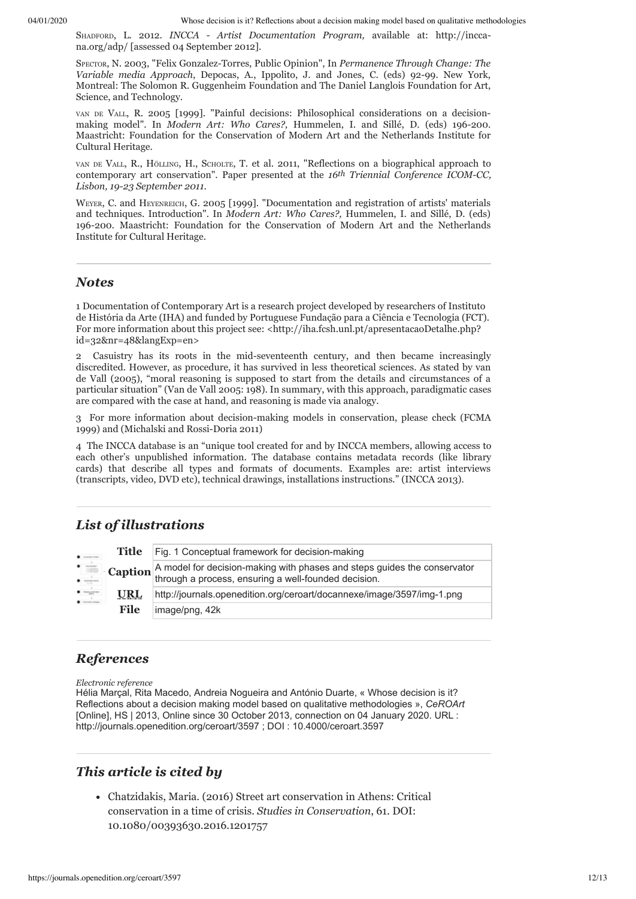SHADFORD, L. 2012. *INCCA - Artist Documentation Program,* available at: http://incca-na.org/adp/ [assessed 04 September 2012].

SPECTOR, N. 2003, "Felix Gonzalez-Torres, Public Opinion", In *Permanence Through Change: The Variable media Approach*, Depocas, A., Ippolito, J. and Jones, C. (eds) 92-99. New York, Montreal: The Solomon R. Guggenheim Foundation and The Daniel Langlois Foundation for Art, Science, and Technology.

VAN DE VALL, R. 2005 [1999]. "Painful decisions: Philosophical considerations on a decision-making model". In *Modern Art: Who Cares?,* Hummelen, I. and Sillé, D. (eds) 196-200. Maastricht: Foundation for the Conservation of Modern Art and the Netherlands Institute for Cultural Heritage.

VAN DE VALL, R., HÖLLING, H., SCHOLTE, T. et al. 2011, "Reflections on a biographical approach to contemporary art conservation". Paper presented at the *16th Triennial Conference ICOM-CC, Lisbon, 19-23 September 2011.*

WEYER, C. and HEYENREICH, G. 2005 [1999]. "Documentation and registration of artists' materials and techniques. Introduction". In *Modern Art: Who Cares?,* Hummelen, I. and Sillé, D. (eds) 196-200. Maastricht: Foundation for the Conservation of Modern Art and the Netherlands Institute for Cultural Heritage.

## *Notes*

1 Documentation of Contemporary Art is a research project developed by researchers of Instituto de História da Arte (IHA) and funded by Portuguese Fundação para a Ciência e Tecnologia (FCT). For more information about this project see: <http://iha.fcsh.unl.pt/apresentacaoDetalhe.php?id=32&nr=48&langExp=en>

2 Casuistry has its roots in the mid-seventeenth century, and then became increasingly discredited. However, as procedure, it has survived in less theoretical sciences. As stated by van de Vall (2005), "moral reasoning is supposed to start from the details and circumstances of a particular situation" (Van de Vall 2005: 198). In summary, with this approach, paradigmatic cases are compared with the case at hand, and reasoning is made via analogy.

3 For more information about decision-making models in conservation, please check (FCMA 1999) and (Michalski and Rossi-Doria 2011)

4 The INCCA database is an "unique tool created for and by INCCA members, allowing access to each other's unpublished information. The database contains metadata records (like library cards) that describe all types and formats of documents. Examples are: artist interviews (transcripts, video, DVD etc), technical drawings, installations instructions." (INCCA 2013).

## *List of illustrations*

| | |
|---|---|
| **Title** | Fig. 1 Conceptual framework for decision-making |
| **Caption** | A model for decision-making with phases and steps guides the conservator through a process, ensuring a well-founded decision. |
| **URL** | http://journals.openedition.org/ceroart/docannexe/image/3597/img-1.png |
| **File** | image/png, 42k |

## *References*

*Electronic reference*

Hélia Marçal, Rita Macedo, Andreia Nogueira and António Duarte, « Whose decision is it? Reflections about a decision making model based on qualitative methodologies », *CeROArt* [Online], HS | 2013, Online since 30 October 2013, connection on 04 January 2020. URL : http://journals.openedition.org/ceroart/3597 ; DOI : 10.4000/ceroart.3597

## *This article is cited by*

- Chatzidakis, Maria. (2016) Street art conservation in Athens: Critical conservation in a time of crisis. *Studies in Conservation*, 61. DOI: 10.1080/00393630.2016.1201757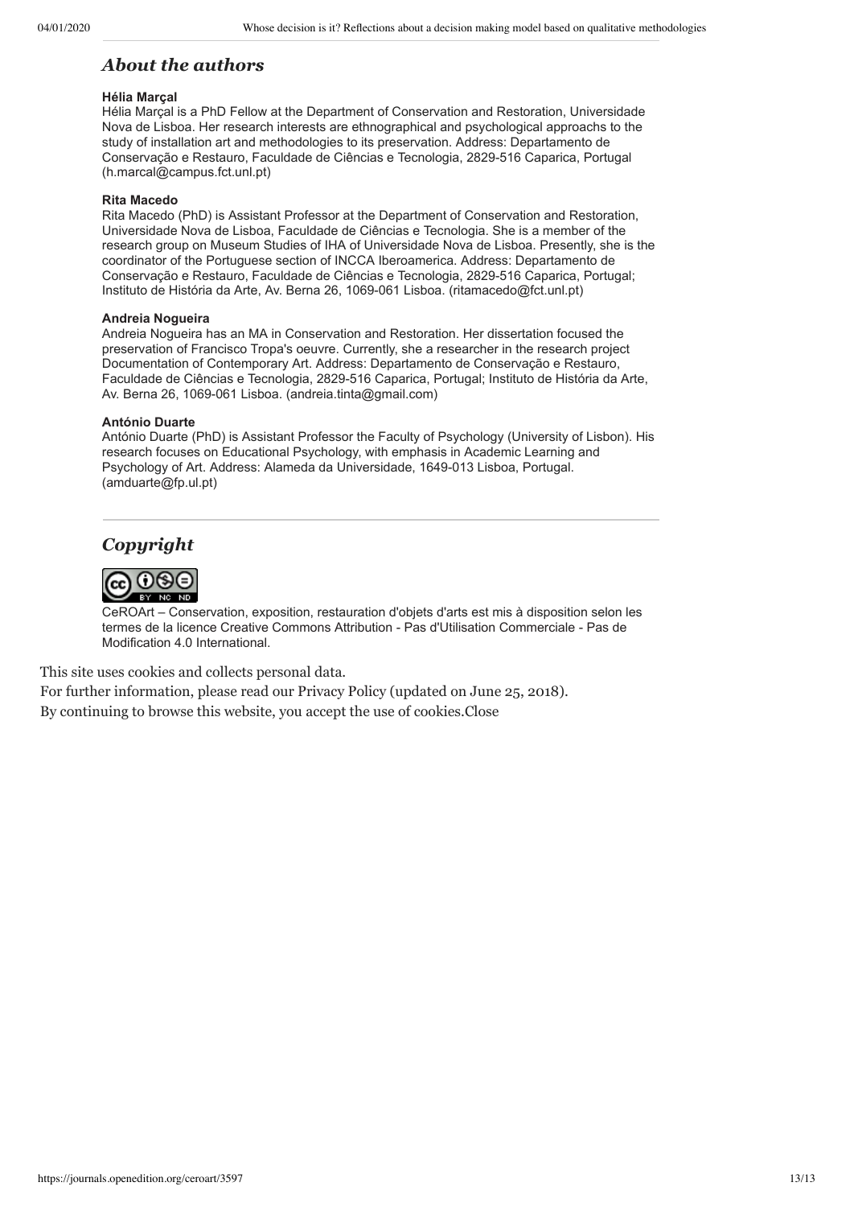## *About the authors*

**Hélia Marçal**
Hélia Marçal is a PhD Fellow at the Department of Conservation and Restoration, Universidade Nova de Lisboa. Her research interests are ethnographical and psychological approachs to the study of installation art and methodologies to its preservation. Address: Departamento de Conservação e Restauro, Faculdade de Ciências e Tecnologia, 2829-516 Caparica, Portugal (h.marcal@campus.fct.unl.pt)

**Rita Macedo**
Rita Macedo (PhD) is Assistant Professor at the Department of Conservation and Restoration, Universidade Nova de Lisboa, Faculdade de Ciências e Tecnologia. She is a member of the research group on Museum Studies of IHA of Universidade Nova de Lisboa. Presently, she is the coordinator of the Portuguese section of INCCA Iberoamerica. Address: Departamento de Conservação e Restauro, Faculdade de Ciências e Tecnologia, 2829-516 Caparica, Portugal; Instituto de História da Arte, Av. Berna 26, 1069-061 Lisboa. (ritamacedo@fct.unl.pt)

**Andreia Nogueira**
Andreia Nogueira has an MA in Conservation and Restoration. Her dissertation focused the preservation of Francisco Tropa's oeuvre. Currently, she a researcher in the research project Documentation of Contemporary Art. Address: Departamento de Conservação e Restauro, Faculdade de Ciências e Tecnologia, 2829-516 Caparica, Portugal; Instituto de História da Arte, Av. Berna 26, 1069-061 Lisboa. (andreia.tinta@gmail.com)

**António Duarte**
António Duarte (PhD) is Assistant Professor the Faculty of Psychology (University of Lisbon). His research focuses on Educational Psychology, with emphasis in Academic Learning and Psychology of Art. Address: Alameda da Universidade, 1649-013 Lisboa, Portugal. (amduarte@fp.ul.pt)

## *Copyright*

CeROArt – Conservation, exposition, restauration d'objets d'arts est mis à disposition selon les termes de la licence Creative Commons Attribution - Pas d'Utilisation Commerciale - Pas de Modification 4.0 International.

This site uses cookies and collects personal data.
For further information, please read our Privacy Policy (updated on June 25, 2018).
By continuing to browse this website, you accept the use of cookies.Close